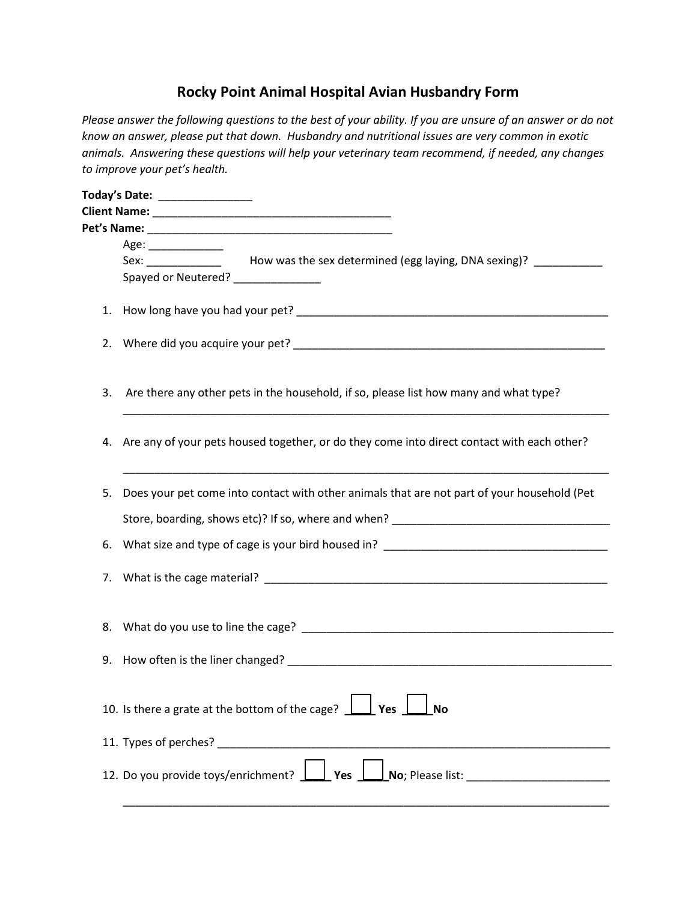# Rocky Point Animal Hospital Avian Husbandry Form

*Please answer the following questions to the best of your ability. If you are unsure of an answer or do not know an answer, please put that down. Husbandry and nutritional issues are very common in exotic animals. Answering these questions will help your veterinary team recommend, if needed, any changes to improve your pet's health.*

**Today's Date:** _______________
**Client Name:** ______________________________________
**Pet's Name:** ________________________________________

Age: ____________
Sex: ____________ How was the sex determined (egg laying, DNA sexing)? ___________
Spayed or Neutered? ______________

1. How long have you had your pet? ____________________________________________________

2. Where did you acquire your pet? ____________________________________________________

3. Are there any other pets in the household, if so, please list how many and what type?
________________________________________________________________________________

4. Are any of your pets housed together, or do they come into direct contact with each other?
________________________________________________________________________________

5. Does your pet come into contact with other animals that are not part of your household (Pet Store, boarding, shows etc)? If so, where and when? ___________________________________

6. What size and type of cage is your bird housed in? ___________________________________

7. What is the cage material? _________________________________________________________

8. What do you use to line the cage? ___________________________________________________

9. How often is the liner changed? _____________________________________________________

10. Is there a grate at the bottom of the cage? ☐ **Yes** ☐ **No**

11. Types of perches? _______________________________________________________________

12. Do you provide toys/enrichment? ☐ **Yes** ☐ **No**; Please list: ______________________
________________________________________________________________________________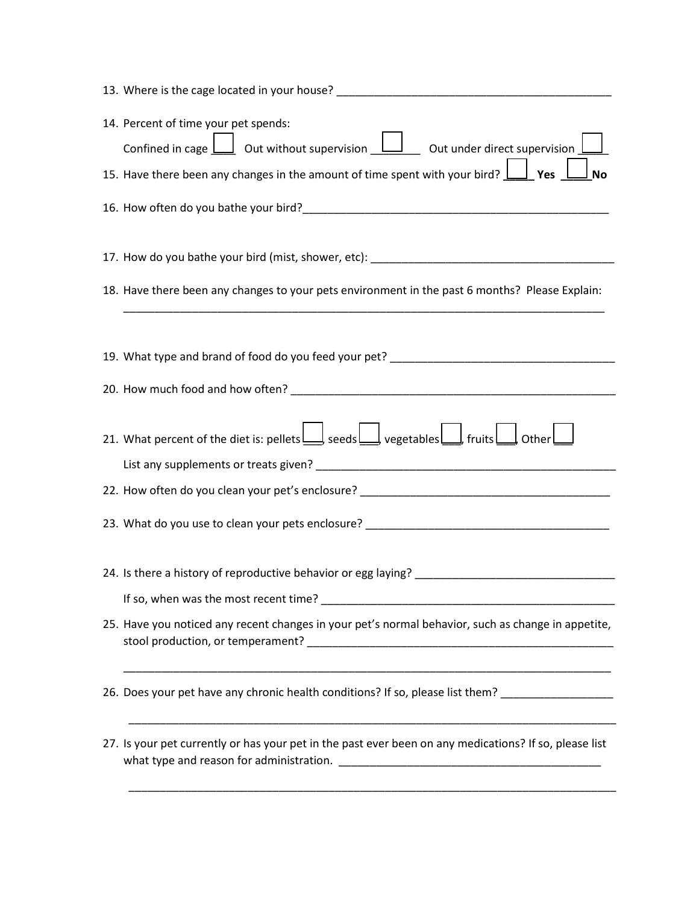13. Where is the cage located in your house? ______________________________________________

14. Percent of time your pet spends:

    Confined in cage ____ Out without supervision ________ Out under direct supervision ____

15. Have there been any changes in the amount of time spent with your bird? ____ **Yes** ____ **No**

16. How often do you bathe your bird?___________________________________________________

17. How do you bathe your bird (mist, shower, etc): ________________________________________

18. Have there been any changes to your pets environment in the past 6 months? Please Explain:

    _______________________________________________________________________________

19. What type and brand of food do you feed your pet? _____________________________________

20. How much food and how often? ______________________________________________________

21. What percent of the diet is: pellets___, seeds___, vegetables___, fruits___, Other___

    List any supplements or treats given? __________________________________________________

22. How often do you clean your pet's enclosure? __________________________________________

23. What do you use to clean your pets enclosure? _________________________________________

24. Is there a history of reproductive behavior or egg laying? _________________________________

    If so, when was the most recent time? __________________________________________________

25. Have you noticed any recent changes in your pet's normal behavior, such as change in appetite, stool production, or temperament? ___________________________________________________

    _______________________________________________________________________________

26. Does your pet have any chronic health conditions? If so, please list them? __________________

    _______________________________________________________________________________

27. Is your pet currently or has your pet in the past ever been on any medications? If so, please list what type and reason for administration. ____________________________________________

    _______________________________________________________________________________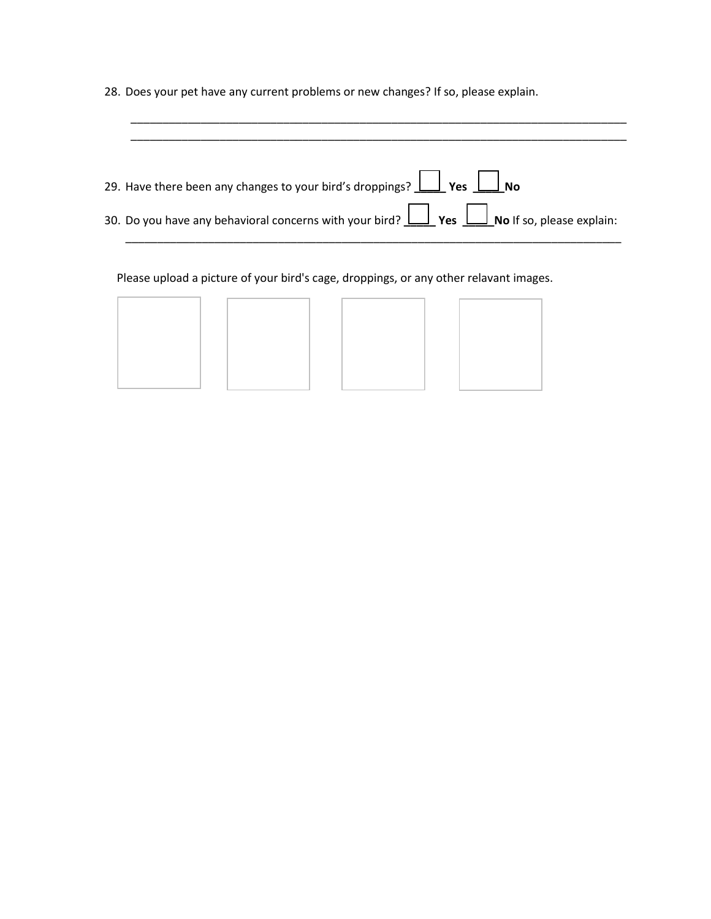28. Does your pet have any current problems or new changes? If so, please explain.

 ________________________________________________________________________________
 ________________________________________________________________________________

29. Have there been any changes to your bird's droppings? _____ **Yes** _____ **No**

30. Do you have any behavioral concerns with your bird? _____ **Yes** _____ **No** If so, please explain:

 ________________________________________________________________________________

Please upload a picture of your bird's cage, droppings, or any other relavant images.